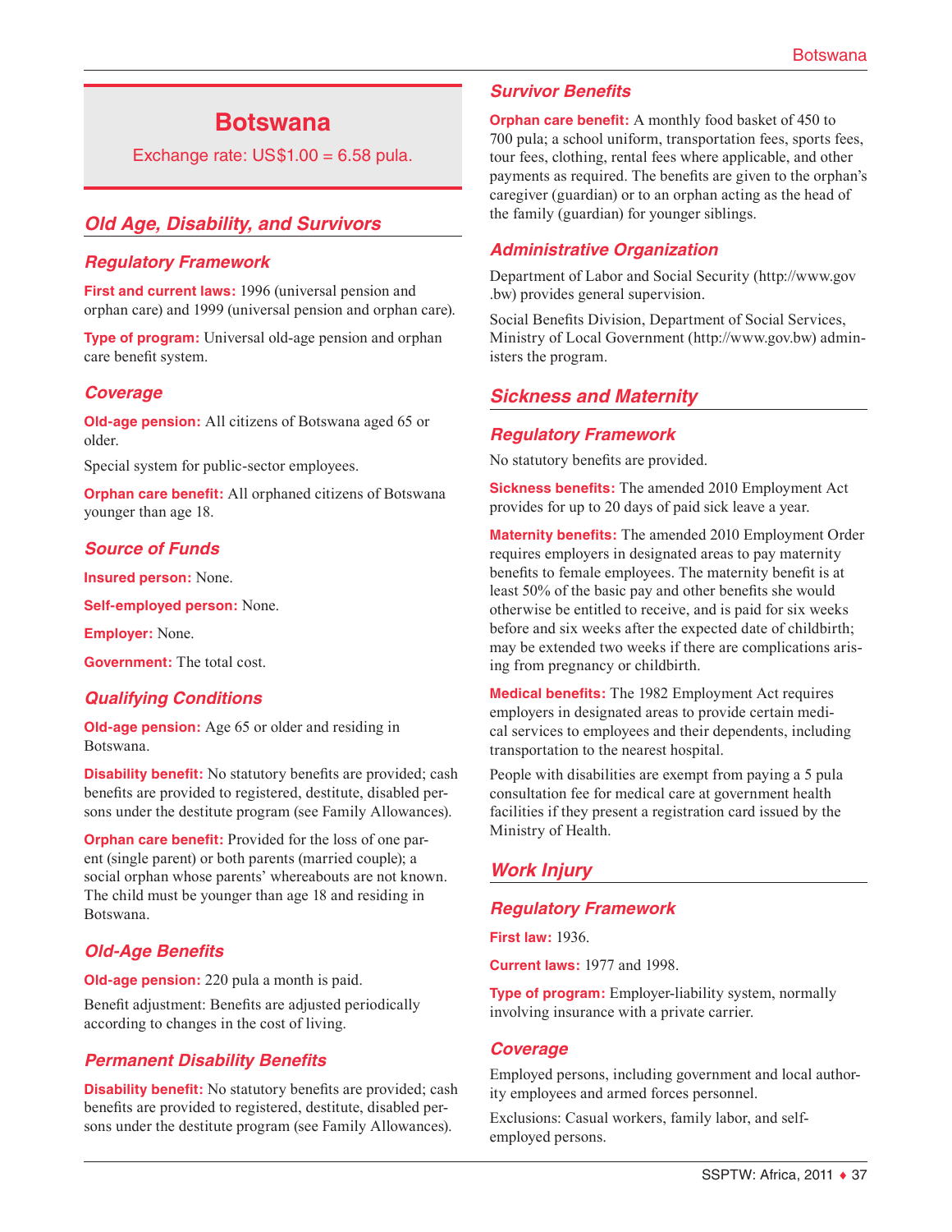# Botswana

Exchange rate: US$1.00 = 6.58 pula.

## Old Age, Disability, and Survivors

### Regulatory Framework

**First and current laws:** 1996 (universal pension and orphan care) and 1999 (universal pension and orphan care).

**Type of program:** Universal old-age pension and orphan care benefit system.

### Coverage

**Old-age pension:** All citizens of Botswana aged 65 or older.

Special system for public-sector employees.

**Orphan care benefit:** All orphaned citizens of Botswana younger than age 18.

### Source of Funds

**Insured person:** None.

**Self-employed person:** None.

**Employer:** None.

**Government:** The total cost.

### Qualifying Conditions

**Old-age pension:** Age 65 or older and residing in Botswana.

**Disability benefit:** No statutory benefits are provided; cash benefits are provided to registered, destitute, disabled persons under the destitute program (see Family Allowances).

**Orphan care benefit:** Provided for the loss of one parent (single parent) or both parents (married couple); a social orphan whose parents' whereabouts are not known. The child must be younger than age 18 and residing in Botswana.

### Old-Age Benefits

**Old-age pension:** 220 pula a month is paid.

Benefit adjustment: Benefits are adjusted periodically according to changes in the cost of living.

### Permanent Disability Benefits

**Disability benefit:** No statutory benefits are provided; cash benefits are provided to registered, destitute, disabled persons under the destitute program (see Family Allowances).

### Survivor Benefits

**Orphan care benefit:** A monthly food basket of 450 to 700 pula; a school uniform, transportation fees, sports fees, tour fees, clothing, rental fees where applicable, and other payments as required. The benefits are given to the orphan's caregiver (guardian) or to an orphan acting as the head of the family (guardian) for younger siblings.

### Administrative Organization

Department of Labor and Social Security (http://www.gov.bw) provides general supervision.

Social Benefits Division, Department of Social Services, Ministry of Local Government (http://www.gov.bw) administers the program.

## Sickness and Maternity

### Regulatory Framework

No statutory benefits are provided.

**Sickness benefits:** The amended 2010 Employment Act provides for up to 20 days of paid sick leave a year.

**Maternity benefits:** The amended 2010 Employment Order requires employers in designated areas to pay maternity benefits to female employees. The maternity benefit is at least 50% of the basic pay and other benefits she would otherwise be entitled to receive, and is paid for six weeks before and six weeks after the expected date of childbirth; may be extended two weeks if there are complications arising from pregnancy or childbirth.

**Medical benefits:** The 1982 Employment Act requires employers in designated areas to provide certain medical services to employees and their dependents, including transportation to the nearest hospital.

People with disabilities are exempt from paying a 5 pula consultation fee for medical care at government health facilities if they present a registration card issued by the Ministry of Health.

## Work Injury

### Regulatory Framework

**First law:** 1936.

**Current laws:** 1977 and 1998.

**Type of program:** Employer-liability system, normally involving insurance with a private carrier.

### Coverage

Employed persons, including government and local authority employees and armed forces personnel.

Exclusions: Casual workers, family labor, and self-employed persons.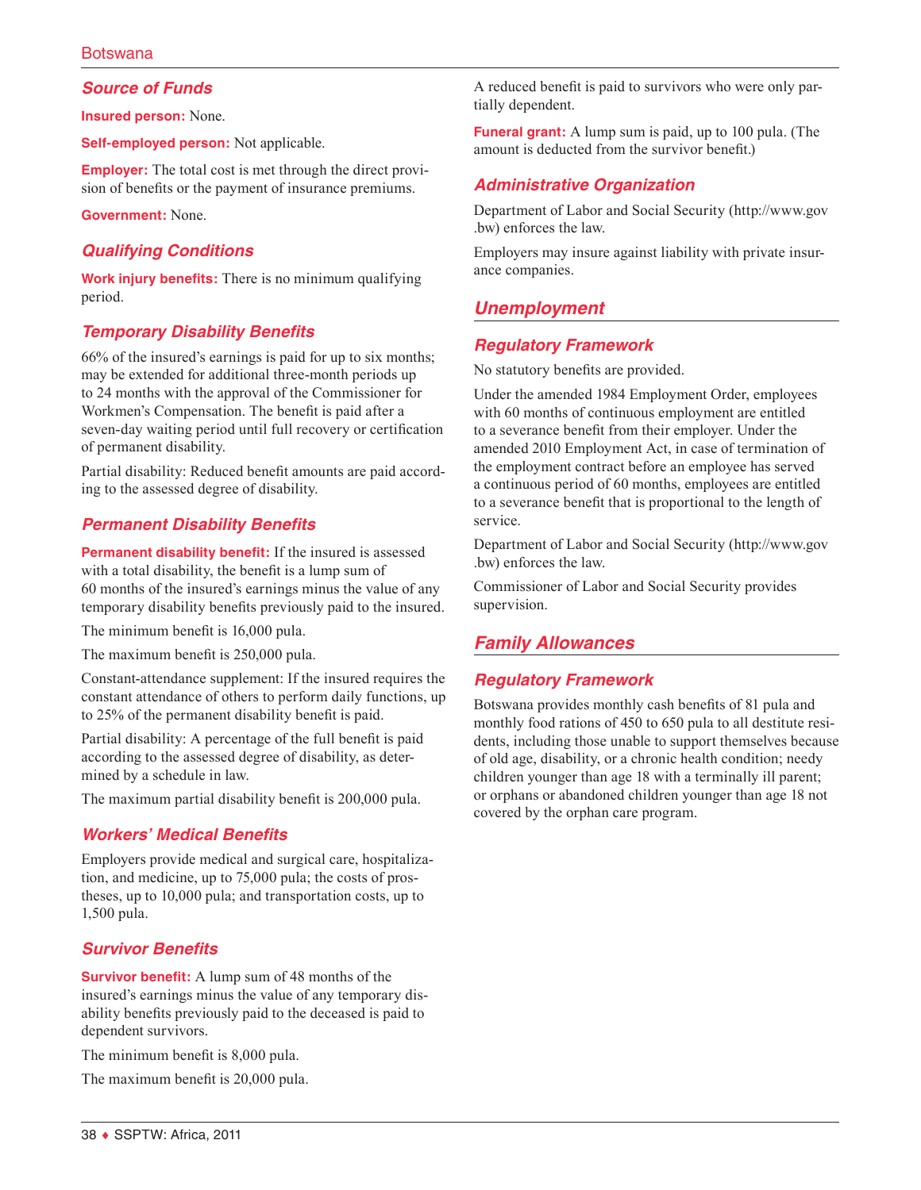### Source of Funds

**Insured person:** None.

**Self-employed person:** Not applicable.

**Employer:** The total cost is met through the direct provision of benefits or the payment of insurance premiums.

**Government:** None.

### Qualifying Conditions

**Work injury benefits:** There is no minimum qualifying period.

### Temporary Disability Benefits

66% of the insured's earnings is paid for up to six months; may be extended for additional three-month periods up to 24 months with the approval of the Commissioner for Workmen's Compensation. The benefit is paid after a seven-day waiting period until full recovery or certification of permanent disability.

Partial disability: Reduced benefit amounts are paid according to the assessed degree of disability.

### Permanent Disability Benefits

**Permanent disability benefit:** If the insured is assessed with a total disability, the benefit is a lump sum of 60 months of the insured's earnings minus the value of any temporary disability benefits previously paid to the insured.

The minimum benefit is 16,000 pula.

The maximum benefit is 250,000 pula.

Constant-attendance supplement: If the insured requires the constant attendance of others to perform daily functions, up to 25% of the permanent disability benefit is paid.

Partial disability: A percentage of the full benefit is paid according to the assessed degree of disability, as determined by a schedule in law.

The maximum partial disability benefit is 200,000 pula.

### Workers' Medical Benefits

Employers provide medical and surgical care, hospitalization, and medicine, up to 75,000 pula; the costs of prostheses, up to 10,000 pula; and transportation costs, up to 1,500 pula.

### Survivor Benefits

**Survivor benefit:** A lump sum of 48 months of the insured's earnings minus the value of any temporary disability benefits previously paid to the deceased is paid to dependent survivors.

The minimum benefit is 8,000 pula.

The maximum benefit is 20,000 pula.

A reduced benefit is paid to survivors who were only partially dependent.

**Funeral grant:** A lump sum is paid, up to 100 pula. (The amount is deducted from the survivor benefit.)

### Administrative Organization

Department of Labor and Social Security (http://www.gov.bw) enforces the law.

Employers may insure against liability with private insurance companies.

## Unemployment

### Regulatory Framework

No statutory benefits are provided.

Under the amended 1984 Employment Order, employees with 60 months of continuous employment are entitled to a severance benefit from their employer. Under the amended 2010 Employment Act, in case of termination of the employment contract before an employee has served a continuous period of 60 months, employees are entitled to a severance benefit that is proportional to the length of service.

Department of Labor and Social Security (http://www.gov.bw) enforces the law.

Commissioner of Labor and Social Security provides supervision.

## Family Allowances

### Regulatory Framework

Botswana provides monthly cash benefits of 81 pula and monthly food rations of 450 to 650 pula to all destitute residents, including those unable to support themselves because of old age, disability, or a chronic health condition; needy children younger than age 18 with a terminally ill parent; or orphans or abandoned children younger than age 18 not covered by the orphan care program.